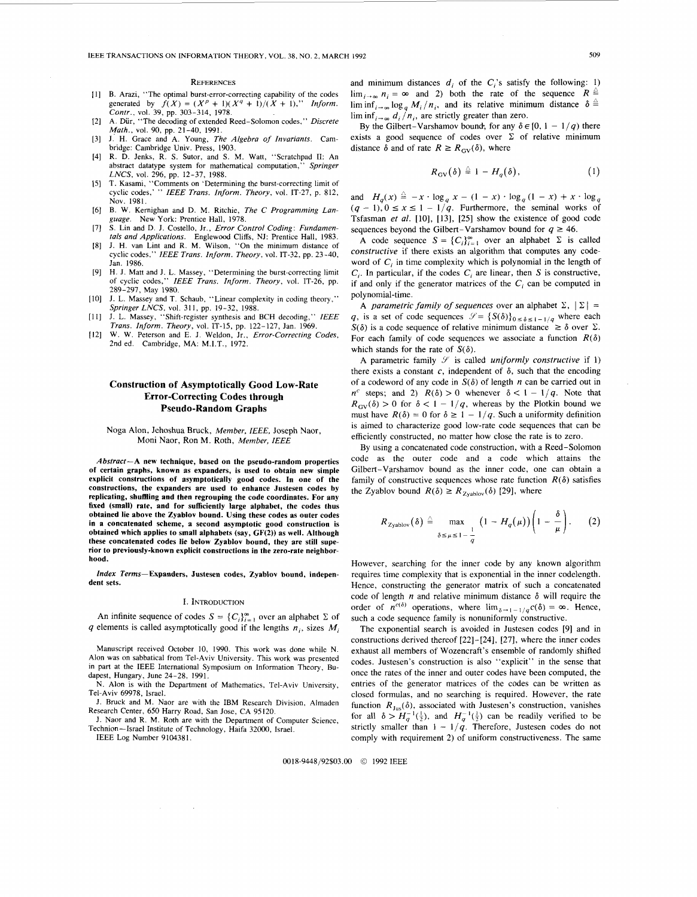## REFERENCES

[1] B. Arazi, "The optimal burst-error-correcting capability of the codes generated by $f(X) = (X^p + 1)(X^q + 1)/(X + 1)$," *Inform. Contr.*, vol. 39, pp. 303–314, 1978.

[2] A. Dür, "The decoding of extended Reed–Solomon codes," *Discrete Math.*, vol. 90, pp. 21–40, 1991.

[3] J. H. Grace and A. Young, *The Algebra of Invariants*. Cambridge: Cambridge Univ. Press, 1903.

[4] R. D. Jenks, R. S. Sutor, and S. M. Watt, "Scratchpad II: An abstract datatype system for mathematical computation," *Springer LNCS*, vol. 296, pp. 12–37, 1988.

[5] T. Kasami, "Comments on 'Determining the burst-correcting limit of cyclic codes,' " *IEEE Trans. Inform. Theory*, vol. IT-27, p. 812, Nov. 1981.

[6] B. W. Kernighan and D. M. Ritchie, *The C Programming Language*. New York: Prentice Hall, 1978.

[7] S. Lin and D. J. Costello, Jr., *Error Control Coding: Fundamentals and Applications*. Englewood Cliffs, NJ: Prentice Hall, 1983.

[8] J. H. van Lint and R. M. Wilson, "On the minimum distance of cyclic codes," *IEEE Trans. Inform. Theory*, vol. IT-32, pp. 23–40, Jan. 1986.

[9] H. J. Matt and J. L. Massey, "Determining the burst-correcting limit of cyclic codes," *IEEE Trans. Inform. Theory*, vol. IT-26, pp. 289–297, May 1980.

[10] J. L. Massey and T. Schaub, "Linear complexity in coding theory," *Springer LNCS*, vol. 311, pp. 19–32, 1988.

[11] J. L. Massey, "Shift-register synthesis and BCH decoding," *IEEE Trans. Inform. Theory*, vol. IT-15, pp. 122–127, Jan. 1969.

[12] W. W. Peterson and E. J. Weldon, Jr., *Error-Correcting Codes*, 2nd ed. Cambridge, MA: M.I.T., 1972.

# Construction of Asymptotically Good Low-Rate Error-Correcting Codes through Pseudo-Random Graphs

Noga Alon, Jehoshua Bruck, *Member, IEEE*, Joseph Naor, Moni Naor, Ron M. Roth, *Member, IEEE*

***Abstract*—A new technique, based on the pseudo-random properties of certain graphs, known as expanders, is used to obtain new simple explicit constructions of asymptotically good codes. In one of the constructions, the expanders are used to enhance Justesen codes by replicating, shuffling and then regrouping the code coordinates. For any fixed (small) rate, and for sufficiently large alphabet, the codes thus obtained lie above the Zyablov bound. Using these codes as outer codes in a concatenated scheme, a second asymptotic good construction is obtained which applies to small alphabets (say, GF(2)) as well. Although these concatenated codes lie below Zyablov bound, they are still superior to previously-known explicit constructions in the zero-rate neighborhood.**

***Index Terms*—Expanders, Justesen codes, Zyablov bound, independent sets.**

## I. INTRODUCTION

An infinite sequence of codes $S = \{C_i\}_{i=1}^{\infty}$ over an alphabet $\Sigma$ of $q$ elements is called asymptotically good if the lengths $n_i$, sizes $M_i$ and minimum distances $d_i$ of the $C_i$'s satisfy the following: 1) $\lim_{i\to\infty} n_i = \infty$ and 2) both the rate of the sequence $R \triangleq \liminf_{i\to\infty} \log_q M_i/n_i$, and its relative minimum distance $\delta \triangleq \liminf_{i\to\infty} d_i/n_i$, are strictly greater than zero.

Manuscript received October 10, 1990. This work was done while N. Alon was on sabbatical from Tel-Aviv University. This work was presented in part at the IEEE International Symposium on Information Theory, Budapest, Hungary, June 24–28, 1991.

N. Alon is with the Department of Mathematics, Tel-Aviv University, Tel-Aviv 69978, Israel.

J. Bruck and M. Naor are with the IBM Research Division, Almaden Research Center, 650 Harry Road, San Jose, CA 95120.

J. Naor and R. M. Roth are with the Department of Computer Science, Technion—Israel Institute of Technology, Haifa 32000, Israel.

IEEE Log Number 9104381.

By the Gilbert–Varshamov bound, for any $\delta \in [0, 1 - 1/q)$ there exists a good sequence of codes over $\Sigma$ of relative minimum distance $\delta$ and of rate $R \geq R_{\mathrm{GV}}(\delta)$, where

$$R_{\mathrm{GV}}(\delta) \triangleq 1 - H_q(\delta), \tag{1}$$

and $H_q(x) \triangleq -x \cdot \log_q x - (1-x) \cdot \log_q (1-x) + x \cdot \log_q (q-1), 0 \leq x \leq 1 - 1/q$. Furthermore, the seminal works of Tsfasman *et al.* [10], [13], [25] show the existence of good code sequences beyond the Gilbert–Varshamov bound for $q \geq 46$.

A code sequence $S = \{C_i\}_{i=1}^{\infty}$ over an alphabet $\Sigma$ is called *constructive* if there exists an algorithm that computes any codeword of $C_i$ in time complexity which is polynomial in the length of $C_i$. In particular, if the codes $C_i$ are linear, then $S$ is constructive, if and only if the generator matrices of the $C_i$ can be computed in polynomial-time.

A *parametric family of sequences* over an alphabet $\Sigma$, $|\Sigma| = q$, is a set of code sequences $\mathscr{S} = \{S(\delta)\}_{0 \leq \delta \leq 1 - 1/q}$ where each $S(\delta)$ is a code sequence of relative minimum distance $\geq \delta$ over $\Sigma$. For each family of code sequences we associate a function $R(\delta)$ which stands for the rate of $S(\delta)$.

A parametric family $\mathscr{S}$ is called *uniformly constructive* if 1) there exists a constant $c$, independent of $\delta$, such that the encoding of a codeword of any code in $S(\delta)$ of length $n$ can be carried out in $n^c$ steps; and 2) $R(\delta) > 0$ whenever $\delta < 1 - 1/q$. Note that $R_{\mathrm{GV}}(\delta) > 0$ for $\delta < 1 - 1/q$, whereas by the Plotkin bound we must have $R(\delta) = 0$ for $\delta \geq 1 - 1/q$. Such a uniformity definition is aimed to characterize good low-rate code sequences that can be efficiently constructed, no matter how close the rate is to zero.

By using a concatenated code construction, with a Reed–Solomon code as the outer code and a code which attains the Gilbert–Varshamov bound as the inner code, one can obtain a family of constructive sequences whose rate function $R(\delta)$ satisfies the Zyablov bound $R(\delta) \geq R_{\mathrm{Zyablov}}(\delta)$ [29], where

$$R_{\mathrm{Zyablov}}(\delta) \triangleq \max_{\delta \leq \mu \leq 1 - \frac{1}{q}} \left(1 - H_q(\mu)\right)\left(1 - \frac{\delta}{\mu}\right). \tag{2}$$

However, searching for the inner code by any known algorithm requires time complexity that is exponential in the inner codelength. Hence, constructing the generator matrix of such a concatenated code of length $n$ and relative minimum distance $\delta$ will require the order of $n^{c(\delta)}$ operations, where $\lim_{\delta \to 1 - 1/q} c(\delta) = \infty$. Hence, such a code sequence family is nonuniformly constructive.

The exponential search is avoided in Justesen codes [9] and in constructions derived thereof [22]–[24], [27], where the inner codes exhaust all members of Wozencraft's ensemble of randomly shifted codes. Justesen's construction is also "explicit" in the sense that once the rates of the inner and outer codes have been computed, the entries of the generator matrices of the codes can be written as closed formulas, and no searching is required. However, the rate function $R_{\mathrm{Jus}}(\delta)$, associated with Justesen's construction, vanishes for all $\delta > H_q^{-1}(\frac{1}{2})$, and $H_q^{-1}(\frac{1}{2})$ can be readily verified to be strictly smaller than $1 - 1/q$. Therefore, Justesen codes do not comply with requirement 2) of uniform constructiveness. The same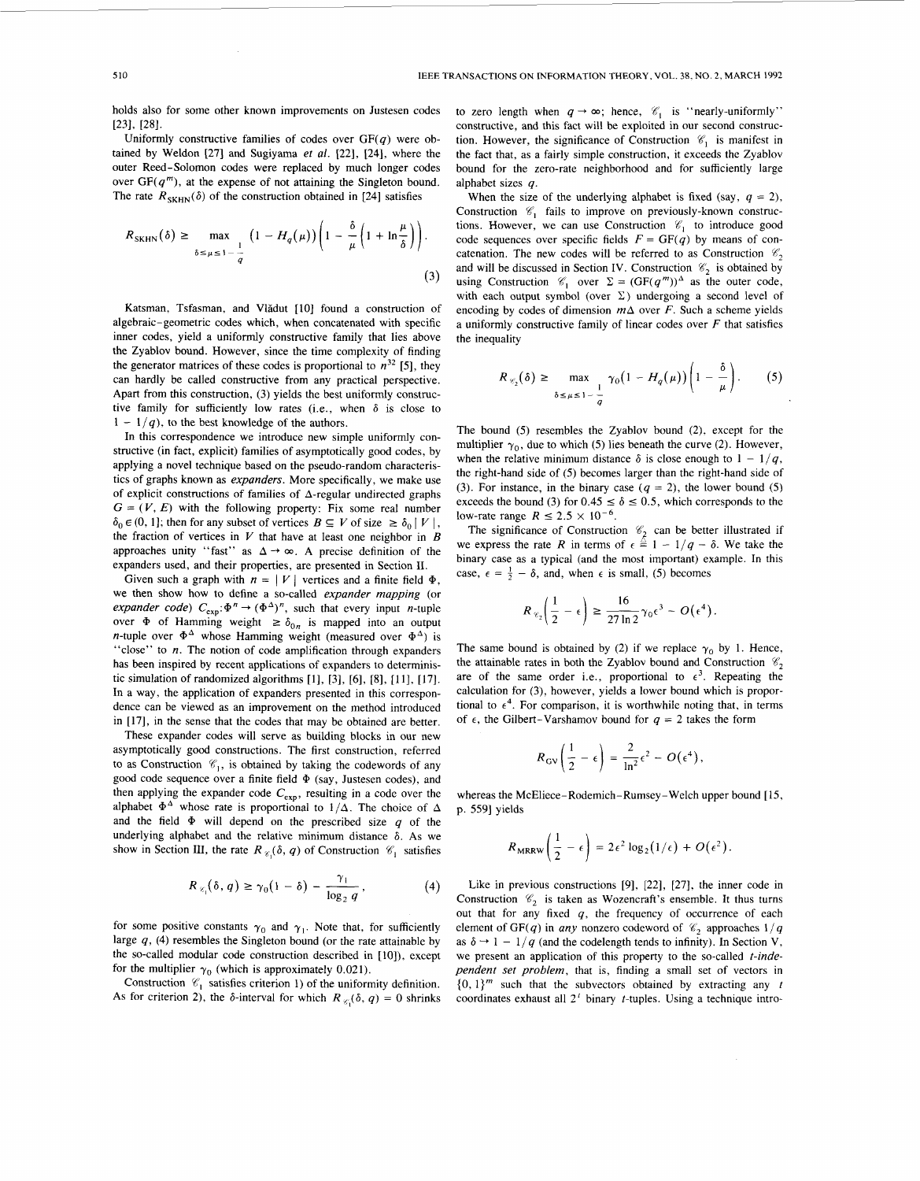holds also for some other known improvements on Justesen codes [23], [28].

Uniformly constructive families of codes over GF($q$) were obtained by Weldon [27] and Sugiyama *et al.* [22], [24], where the outer Reed–Solomon codes were replaced by much longer codes over GF($q^m$), at the expense of not attaining the Singleton bound. The rate $R_{\mathrm{SKHN}}(\delta)$ of the construction obtained in [24] satisfies

$$R_{\mathrm{SKHN}}(\delta) \geq \max_{\delta \leq \mu \leq 1 - \frac{1}{q}} \left(1 - H_q(\mu)\right)\left(1 - \frac{\delta}{\mu}\left(1 + \ln\frac{\mu}{\delta}\right)\right). \tag{3}$$

Katsman, Tsfasman, and Vlădut [10] found a construction of algebraic-geometric codes which, when concatenated with specific inner codes, yield a uniformly constructive family that lies above the Zyablov bound. However, since the time complexity of finding the generator matrices of these codes is proportional to $n^{32}$ [5], they can hardly be called constructive from any practical perspective. Apart from this construction, (3) yields the best uniformly constructive family for sufficiently low rates (i.e., when $\delta$ is close to $1 - 1/q$), to the best knowledge of the authors.

In this correspondence we introduce new simple uniformly constructive (in fact, explicit) families of asymptotically good codes, by applying a novel technique based on the pseudo-random characteristics of graphs known as *expanders*. More specifically, we make use of explicit constructions of families of $\Delta$-regular undirected graphs $G = (V, E)$ with the following property: Fix some real number $\delta_0 \in (0, 1]$; then for any subset of vertices $B \subseteq V$ of size $\geq \delta_0 |V|$, the fraction of vertices in $V$ that have at least one neighbor in $B$ approaches unity "fast" as $\Delta \to \infty$. A precise definition of the expanders used, and their properties, are presented in Section II.

Given such a graph with $n = |V|$ vertices and a finite field $\Phi$, we then show how to define a so-called *expander mapping* (or *expander code*) $C_{\exp}: \Phi^n \to (\Phi^\Delta)^n$, such that every input $n$-tuple over $\Phi$ of Hamming weight $\geq \delta_0 n$ is mapped into an output $n$-tuple over $\Phi^\Delta$ whose Hamming weight (measured over $\Phi^\Delta$) is "close" to $n$. The notion of code amplification through expanders has been inspired by recent applications of expanders to deterministic simulation of randomized algorithms [1], [3], [6], [8], [11], [17]. In a way, the application of expanders presented in this correspondence can be viewed as an improvement on the method introduced in [17], in the sense that the codes that may be obtained are better.

These expander codes will serve as building blocks in our new asymptotically good constructions. The first construction, referred to as Construction $\mathscr{C}_1$, is obtained by taking the codewords of any good code sequence over a finite field $\Phi$ (say, Justesen codes), and then applying the expander code $C_{\exp}$, resulting in a code over the alphabet $\Phi^\Delta$ whose rate is proportional to $1/\Delta$. The choice of $\Delta$ and the field $\Phi$ will depend on the prescribed size $q$ of the underlying alphabet and the relative minimum distance $\delta$. As we show in Section III, the rate $R_{\mathscr{C}_1}(\delta, q)$ of Construction $\mathscr{C}_1$ satisfies

$$R_{\mathscr{C}_1}(\delta, q) \geq \gamma_0(1 - \delta) - \frac{\gamma_1}{\log_2 q}, \tag{4}$$

for some positive constants $\gamma_0$ and $\gamma_1$. Note that, for sufficiently large $q$, (4) resembles the Singleton bound (or the rate attainable by the so-called modular code construction described in [10]), except for the multiplier $\gamma_0$ (which is approximately 0.021).

Construction $\mathscr{C}_1$ satisfies criterion 1) of the uniformity definition. As for criterion 2), the $\delta$-interval for which $R_{\mathscr{C}_1}(\delta, q) = 0$ shrinks to zero length when $q \to \infty$; hence, $\mathscr{C}_1$ is "nearly-uniformly" constructive, and this fact will be exploited in our second construction. However, the significance of Construction $\mathscr{C}_1$ is manifest in the fact that, as a fairly simple construction, it exceeds the Zyablov bound for the zero-rate neighborhood and for sufficiently large alphabet sizes $q$.

When the size of the underlying alphabet is fixed (say, $q = 2$), Construction $\mathscr{C}_1$ fails to improve on previously-known constructions. However, we can use Construction $\mathscr{C}_1$ to introduce good code sequences over specific fields $F = \mathrm{GF}(q)$ by means of concatenation. The new codes will be referred to as Construction $\mathscr{C}_2$ and will be discussed in Section IV. Construction $\mathscr{C}_2$ is obtained by using Construction $\mathscr{C}_1$ over $\Sigma = (\mathrm{GF}(q^m))^\Delta$ as the outer code, with each output symbol (over $\Sigma$) undergoing a second level of encoding by codes of dimension $m\Delta$ over $F$. Such a scheme yields a uniformly constructive family of linear codes over $F$ that satisfies the inequality

$$R_{\mathscr{C}_2}(\delta) \geq \max_{\delta \leq \mu \leq 1 - \frac{1}{q}} \gamma_0(1 - H_q(\mu))\left(1 - \frac{\delta}{\mu}\right). \tag{5}$$

The bound (5) resembles the Zyablov bound (2), except for the multiplier $\gamma_0$, due to which (5) lies beneath the curve (2). However, when the relative minimum distance $\delta$ is close enough to $1 - 1/q$, the right-hand side of (5) becomes larger than the right-hand side of (3). For instance, in the binary case ($q = 2$), the lower bound (5) exceeds the bound (3) for $0.45 \leq \delta \leq 0.5$, which corresponds to the low-rate range $R \leq 2.5 \times 10^{-6}$.

The significance of Construction $\mathscr{C}_2$ can be better illustrated if we express the rate $R$ in terms of $\epsilon \triangleq 1 - 1/q - \delta$. We take the binary case as a typical (and the most important) example. In this case, $\epsilon = \frac{1}{2} - \delta$, and, when $\epsilon$ is small, (5) becomes

$$R_{\mathscr{C}_2}\left(\frac{1}{2} - \epsilon\right) \geq \frac{16}{27 \ln 2}\gamma_0 \epsilon^3 - O(\epsilon^4).$$

The same bound is obtained by (2) if we replace $\gamma_0$ by 1. Hence, the attainable rates in both the Zyablov bound and Construction $\mathscr{C}_2$ are of the same order i.e., proportional to $\epsilon^3$. Repeating the calculation for (3), however, yields a lower bound which is proportional to $\epsilon^4$. For comparison, it is worthwhile noting that, in terms of $\epsilon$, the Gilbert-Varshamov bound for $q = 2$ takes the form

$$R_{\mathrm{GV}}\left(\frac{1}{2} - \epsilon\right) = \frac{2}{\ln 2}\epsilon^2 - O(\epsilon^4),$$

whereas the McEliece-Rodemich-Rumsey-Welch upper bound [15, p. 559] yields

$$R_{\mathrm{MRRW}}\left(\frac{1}{2} - \epsilon\right) = 2\epsilon^2 \log_2(1/\epsilon) + O(\epsilon^2).$$

Like in previous constructions [9], [22], [27], the inner code in Construction $\mathscr{C}_2$ is taken as Wozencraft's ensemble. It thus turns out that for any fixed $q$, the frequency of occurrence of each element of GF($q$) in *any* nonzero codeword of $\mathscr{C}_2$ approaches $1/q$ as $\delta \to 1 - 1/q$ (and the codelength tends to infinity). In Section V, we present an application of this property to the so-called *t-independent set problem*, that is, finding a small set of vectors in $\{0, 1\}^m$ such that the subvectors obtained by extracting any $t$ coordinates exhaust all $2^t$ binary $t$-tuples. Using a technique intro-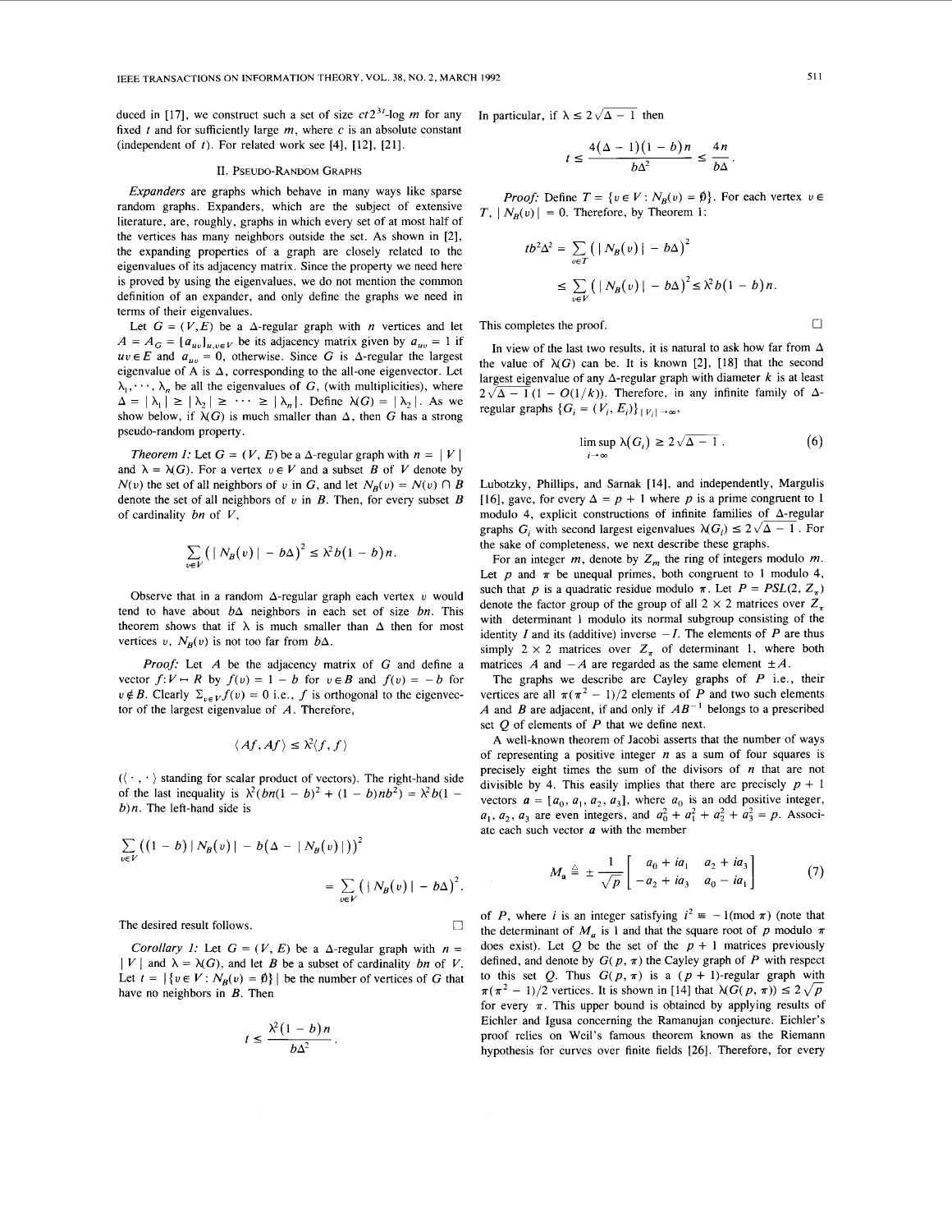duced in [17], we construct such a set of size $ct2^{3t}$-log $m$ for any fixed $t$ and for sufficiently large $m$, where $c$ is an absolute constant (independent of $t$). For related work see [4], [12], [21].

## II. Pseudo-Random Graphs

*Expanders* are graphs which behave in many ways like sparse random graphs. Expanders, which are the subject of extensive literature, are, roughly, graphs in which every set of at most half of the vertices has many neighbors outside the set. As shown in [2], the expanding properties of a graph are closely related to the eigenvalues of its adjacency matrix. Since the property we need here is proved by using the eigenvalues, we do not mention the common definition of an expander, and only define the graphs we need in terms of their eigenvalues.

Let $G = (V,E)$ be a $\Delta$-regular graph with $n$ vertices and let $A = A_G = [a_{uv}]_{u,v \in V}$ be its adjacency matrix given by $a_{uv} = 1$ if $uv \in E$ and $a_{uv} = 0$, otherwise. Since $G$ is $\Delta$-regular the largest eigenvalue of A is $\Delta$, corresponding to the all-one eigenvector. Let $\lambda_1, \cdots, \lambda_n$ be all the eigenvalues of $G$, (with multiplicities), where $\Delta = |\lambda_1| \geq |\lambda_2| \geq \cdots \geq |\lambda_n|$. Define $\lambda(G) = |\lambda_2|$. As we show below, if $\lambda(G)$ is much smaller than $\Delta$, then $G$ has a strong pseudo-random property.

*Theorem 1:* Let $G = (V, E)$ be a $\Delta$-regular graph with $n = |V|$ and $\lambda = \lambda(G)$. For a vertex $v \in V$ and a subset $B$ of $V$ denote by $N(v)$ the set of all neighbors of $v$ in $G$, and let $N_B(v) = N(v) \cap B$ denote the set of all neighbors of $v$ in $B$. Then, for every subset $B$ of cardinality $bn$ of $V$,

$$\sum_{v \in V} (|N_B(v)| - b\Delta)^2 \leq \lambda^2 b(1-b)n.$$

Observe that in a random $\Delta$-regular graph each vertex $v$ would tend to have about $b\Delta$ neighbors in each set of size $bn$. This theorem shows that if $\lambda$ is much smaller than $\Delta$ then for most vertices $v$, $N_B(v)$ is not too far from $b\Delta$.

*Proof:* Let $A$ be the adjacency matrix of $G$ and define a vector $f: V \mapsto R$ by $f(v) = 1 - b$ for $v \in B$ and $f(v) = -b$ for $v \notin B$. Clearly $\sum_{v \in V} f(v) = 0$ i.e., $f$ is orthogonal to the eigenvector of the largest eigenvalue of $A$. Therefore,

$$\langle Af, Af \rangle \leq \lambda^2 \langle f, f \rangle$$

($\langle \cdot , \cdot \rangle$ standing for scalar product of vectors). The right-hand side of the last inequality is $\lambda^2(bn(1-b)^2 + (1-b)nb^2) = \lambda^2 b(1-b)n$. The left-hand side is

$$\sum_{v \in V} ((1-b)|N_B(v)| - b(\Delta - |N_B(v)|))^2 = \sum_{v \in V} (|N_B(v)| - b\Delta)^2.$$

The desired result follows. $\square$

*Corollary 1:* Let $G = (V, E)$ be a $\Delta$-regular graph with $n = |V|$ and $\lambda = \lambda(G)$, and let $B$ be a subset of cardinality $bn$ of $V$. Let $t = |\{v \in V : N_B(v) = \emptyset\}|$ be the number of vertices of $G$ that have no neighbors in $B$. Then

$$t \leq \frac{\lambda^2(1-b)n}{b\Delta^2}.$$

In particular, if $\lambda \leq 2\sqrt{\Delta - 1}$ then

$$t \leq \frac{4(\Delta - 1)(1-b)n}{b\Delta^2} \leq \frac{4n}{b\Delta}.$$

*Proof:* Define $T = \{v \in V : N_B(v) = \emptyset\}$. For each vertex $v \in T$, $|N_B(v)| = 0$. Therefore, by Theorem 1:

$$tb^2\Delta^2 = \sum_{v \in T} (|N_B(v)| - b\Delta)^2 \leq \sum_{v \in V} (|N_B(v)| - b\Delta)^2 \leq \lambda^2 b(1-b)n.$$

This completes the proof. $\square$

In view of the last two results, it is natural to ask how far from $\Delta$ the value of $\lambda(G)$ can be. It is known [2], [18] that the second largest eigenvalue of any $\Delta$-regular graph with diameter $k$ is at least $2\sqrt{\Delta - 1}(1 - O(1/k))$. Therefore, in any infinite family of $\Delta$-regular graphs $\{G_i = (V_i, E_i)\}_{|V_i| \to \infty}$,

$$\limsup_{i \to \infty} \lambda(G_i) \geq 2\sqrt{\Delta - 1}. \tag{6}$$

Lubotzky, Phillips, and Sarnak [14], and independently, Margulis [16], gave, for every $\Delta = p + 1$ where $p$ is a prime congruent to 1 modulo 4, explicit constructions of infinite families of $\Delta$-regular graphs $G_i$ with second largest eigenvalues $\lambda(G_i) \leq 2\sqrt{\Delta - 1}$. For the sake of completeness, we next describe these graphs.

For an integer $m$, denote by $Z_m$ the ring of integers modulo $m$. Let $p$ and $\pi$ be unequal primes, both congruent to 1 modulo 4, such that $p$ is a quadratic residue modulo $\pi$. Let $P = PSL(2, Z_\pi)$ denote the factor group of the group of all $2 \times 2$ matrices over $Z_\pi$ with determinant 1 modulo its normal subgroup consisting of the identity $I$ and its (additive) inverse $-I$. The elements of $P$ are thus simply $2 \times 2$ matrices over $Z_\pi$ of determinant 1, where both matrices $A$ and $-A$ are regarded as the same element $\pm A$.

The graphs we describe are Cayley graphs of $P$ i.e., their vertices are all $\pi(\pi^2 - 1)/2$ elements of $P$ and two such elements $A$ and $B$ are adjacent, if and only if $AB^{-1}$ belongs to a prescribed set $Q$ of elements of $P$ that we define next.

A well-known theorem of Jacobi asserts that the number of ways of representing a positive integer $n$ as a sum of four squares is precisely eight times the sum of the divisors of $n$ that are not divisible by 4. This easily implies that there are precisely $p + 1$ vectors $a = [a_0, a_1, a_2, a_3]$, where $a_0$ is an odd positive integer, $a_1, a_2, a_3$ are even integers, and $a_0^2 + a_1^2 + a_2^2 + a_3^2 = p$. Associate each such vector $a$ with the member

$$M_a \triangleq \pm \frac{1}{\sqrt{p}} \begin{bmatrix} a_0 + ia_1 & a_2 + ia_3 \\ -a_2 + ia_3 & a_0 - ia_1 \end{bmatrix} \tag{7}$$

of $P$, where $i$ is an integer satisfying $i^2 \equiv -1 \pmod{\pi}$ (note that the determinant of $M_a$ is 1 and that the square root of $p$ modulo $\pi$ does exist). Let $Q$ be the set of the $p + 1$ matrices previously defined, and denote by $G(p, \pi)$ the Cayley graph of $P$ with respect to this set $Q$. Thus $G(p, \pi)$ is a $(p + 1)$-regular graph with $\pi(\pi^2 - 1)/2$ vertices. It is shown in [14] that $\lambda(G(p, \pi)) \leq 2\sqrt{p}$ for every $\pi$. This upper bound is obtained by applying results of Eichler and Igusa concerning the Ramanujan conjecture. Eichler's proof relies on Weil's famous theorem known as the Riemann hypothesis for curves over finite fields [26]. Therefore, for every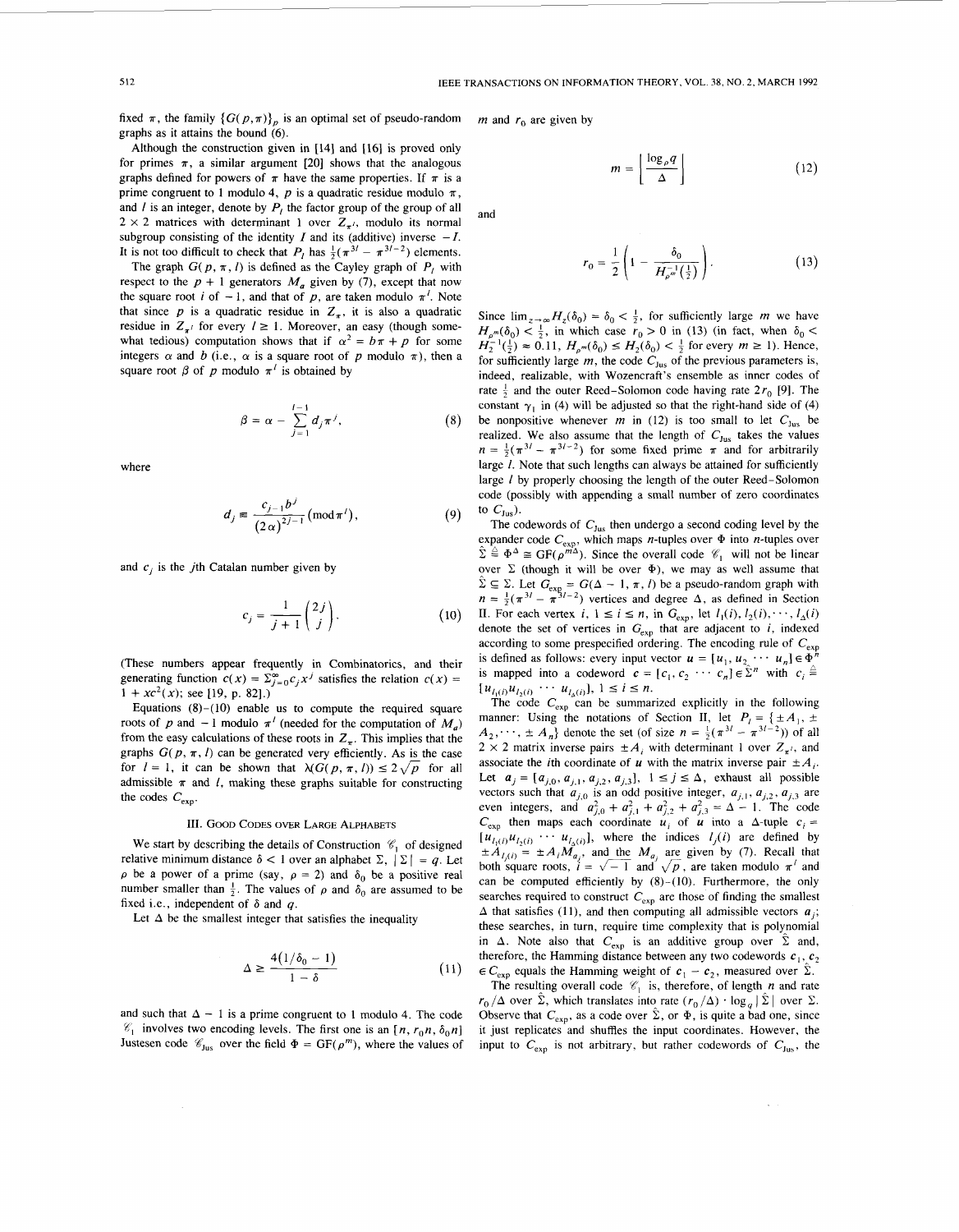fixed $\pi$, the family $\{G(p, \pi)\}_p$ is an optimal set of pseudo-random graphs as it attains the bound (6).

Although the construction given in [14] and [16] is proved only for primes $\pi$, a similar argument [20] shows that the analogous graphs defined for powers of $\pi$ have the same properties. If $\pi$ is a prime congruent to 1 modulo 4, $p$ is a quadratic residue modulo $\pi$, and $l$ is an integer, denote by $P_l$ the factor group of the group of all $2 \times 2$ matrices with determinant 1 over $Z_{\pi^l}$, modulo its normal subgroup consisting of the identity $I$ and its (additive) inverse $-I$. It is not too difficult to check that $P_l$ has $\frac{1}{2}(\pi^{3l} - \pi^{3l-2})$ elements.

The graph $G(p, \pi, l)$ is defined as the Cayley graph of $P_l$ with respect to the $p+1$ generators $M_a$ given by (7), except that now the square root $i$ of $-1$, and that of $p$, are taken modulo $\pi^l$. Note that since $p$ is a quadratic residue in $Z_\pi$, it is also a quadratic residue in $Z_{\pi^l}$ for every $l \geq 1$. Moreover, an easy (though somewhat tedious) computation shows that if $\alpha^2 = b\pi + p$ for some integers $\alpha$ and $b$ (i.e., $\alpha$ is a square root of $p$ modulo $\pi$), then a square root $\beta$ of $p$ modulo $\pi^l$ is obtained by

$$\beta = \alpha - \sum_{j=1}^{l-1} d_j \pi^j, \tag{8}$$

where

$$d_j \equiv \frac{c_{j-1} b^j}{(2\alpha)^{2j-1}} (\operatorname{mod} \pi^l), \tag{9}$$

and $c_j$ is the $j$th Catalan number given by

$$c_j = \frac{1}{j+1}\binom{2j}{j}. \tag{10}$$

(These numbers appear frequently in Combinatorics, and their generating function $c(x) = \sum_{j=0}^{\infty} c_j x^j$ satisfies the relation $c(x) = 1 + xc^2(x)$; see [19, p. 82].)

Equations (8)–(10) enable us to compute the required square roots of $p$ and $-1$ modulo $\pi^l$ (needed for the computation of $M_a$) from the easy calculations of these roots in $Z_\pi$. This implies that the graphs $G(p, \pi, l)$ can be generated very efficiently. As is the case for $l = 1$, it can be shown that $\lambda(G(p, \pi, l)) \leq 2\sqrt{p}$ for all admissible $\pi$ and $l$, making these graphs suitable for constructing the codes $C_{\text{exp}}$.

## III. Good Codes over Large Alphabets

We start by describing the details of Construction $\mathscr{C}_1$ of designed relative minimum distance $\delta < 1$ over an alphabet $\Sigma$, $|\Sigma| = q$. Let $\rho$ be a power of a prime (say, $\rho = 2$) and $\delta_0$ be a positive real number smaller than $\frac{1}{2}$. The values of $\rho$ and $\delta_0$ are assumed to be fixed i.e., independent of $\delta$ and $q$.

Let $\Delta$ be the smallest integer that satisfies the inequality

$$\Delta \geq \frac{4(1/\delta_0 - 1)}{1 - \delta} \tag{11}$$

and such that $\Delta - 1$ is a prime congruent to 1 modulo 4. The code $\mathscr{C}_1$ involves two encoding levels. The first one is an $[n, r_0 n, \delta_0 n]$ Justesen code $\mathscr{C}_{\text{Jus}}$ over the field $\Phi = GF(\rho^m)$, where the values of $m$ and $r_0$ are given by

$$m = \left\lfloor \frac{\log_\rho q}{\Delta} \right\rfloor \tag{12}$$

and

$$r_0 = \frac{1}{2}\left(1 - \frac{\delta_0}{H_{\rho^m}^{-1}\left(\frac{1}{2}\right)}\right). \tag{13}$$

Since $\lim_{z \to \infty} H_z(\delta_0) = \delta_0 < \frac{1}{2}$, for sufficiently large $m$ we have $H_{\rho^m}(\delta_0) < \frac{1}{2}$, in which case $r_0 > 0$ in (13) (in fact, when $\delta_0 < H_2^{-1}(\frac{1}{2}) \approx 0.11$, $H_{\rho^m}(\delta_0) \leq H_2(\delta_0) < \frac{1}{2}$ for every $m \geq 1$). Hence, for sufficiently large $m$, the code $C_{\text{Jus}}$ of the previous parameters is, indeed, realizable, with Wozencraft's ensemble as inner codes of rate $\frac{1}{2}$ and the outer Reed–Solomon code having rate $2r_0$ [9]. The constant $\gamma_1$ in (4) will be adjusted so that the right-hand side of (4) be nonpositive whenever $m$ in (12) is too small to let $C_{\text{Jus}}$ be realized. We also assume that the length of $C_{\text{Jus}}$ takes the values $n = \frac{1}{2}(\pi^{3l} - \pi^{3l-2})$ for some fixed prime $\pi$ and for arbitrarily large $l$. Note that such lengths can always be attained for sufficiently large $l$ by properly choosing the length of the outer Reed–Solomon code (possibly with appending a small number of zero coordinates to $C_{\text{Jus}}$).

The codewords of $C_{\text{Jus}}$ then undergo a second coding level by the expander code $C_{\text{exp}}$, which maps $n$-tuples over $\Phi$ into $n$-tuples over $\hat{\Sigma} \triangleq \Phi^\Delta \cong GF(\rho^{m\Delta})$. Since the overall code $\mathscr{C}_1$ will not be linear over $\Sigma$ (though it will be over $\Phi$), we may as well assume that $\hat{\Sigma} \subseteq \Sigma$. Let $G_{\text{exp}} = G(\Delta - 1, \pi, l)$ be a pseudo-random graph with $n = \frac{1}{2}(\pi^{3l} - \pi^{3l-2})$ vertices and degree $\Delta$, as defined in Section II. For each vertex $i$, $1 \leq i \leq n$, in $G_{\text{exp}}$, let $l_1(i), l_2(i), \cdots, l_\Delta(i)$ denote the set of vertices in $G_{\text{exp}}$ that are adjacent to $i$, indexed according to some prespecified ordering. The encoding rule of $C_{\text{exp}}$ is defined as follows: every input vector $\boldsymbol{u} = [u_1, u_2 \cdots u_n] \in \Phi^n$ is mapped into a codeword $\boldsymbol{c} = [c_1, c_2 \cdots c_n] \in \hat{\Sigma}^n$ with $c_i \triangleq [u_{l_1(i)} u_{l_2(i)} \cdots u_{l_\Delta(i)}]$, $1 \leq i \leq n$.

The code $C_{\text{exp}}$ can be summarized explicitly in the following manner: Using the notations of Section II, let $P_l = \{\pm A_1, \pm A_2, \cdots, \pm A_n\}$ denote the set (of size $n = \frac{1}{2}(\pi^{3l} - \pi^{3l-2})$) of all $2 \times 2$ matrix inverse pairs $\pm A_i$ with determinant 1 over $Z_{\pi^l}$, and associate the $i$th coordinate of $\boldsymbol{u}$ with the matrix inverse pair $\pm A_i$. Let $\boldsymbol{a}_j = [a_{j,0}, a_{j,1}, a_{j,2}, a_{j,3}]$, $1 \leq j \leq \Delta$, exhaust all possible vectors such that $a_{j,0}$ is an odd positive integer, $a_{j,1}, a_{j,2}, a_{j,3}$ are even integers, and $a_{j,0}^2 + a_{j,1}^2 + a_{j,2}^2 + a_{j,3}^2 = \Delta - 1$. The code $C_{\text{exp}}$ then maps each coordinate $u_i$ of $\boldsymbol{u}$ into a $\Delta$-tuple $c_i = [u_{l_1(i)} u_{l_2(i)} \cdots u_{l_\Delta(i)}]$, where the indices $l_j(i)$ are defined by $\pm A_{l_j(i)} = \pm A_i M_{a_j}$, and the $M_{a_j}$ are given by (7). Recall that both square roots, $i = \sqrt{-1}$ and $\sqrt{p}$, are taken modulo $\pi^l$ and can be computed efficiently by (8)–(10). Furthermore, the only searches required to construct $C_{\text{exp}}$ are those of finding the smallest $\Delta$ that satisfies (11), and then computing all admissible vectors $\boldsymbol{a}_j$; these searches, in turn, require time complexity that is polynomial in $\Delta$. Note also that $C_{\text{exp}}$ is an additive group over $\hat{\Sigma}$ and, therefore, the Hamming distance between any two codewords $\boldsymbol{c}_1, \boldsymbol{c}_2 \in C_{\text{exp}}$ equals the Hamming weight of $\boldsymbol{c}_1 - \boldsymbol{c}_2$, measured over $\hat{\Sigma}$.

The resulting overall code $\mathscr{C}_1$ is, therefore, of length $n$ and rate $r_0/\Delta$ over $\hat{\Sigma}$, which translates into rate $(r_0/\Delta) \cdot \log_q |\hat{\Sigma}|$ over $\Sigma$. Observe that $C_{\text{exp}}$, as a code over $\hat{\Sigma}$, or $\Phi$, is quite a bad one, since it just replicates and shuffles the input coordinates. However, the input to $C_{\text{exp}}$ is not arbitrary, but rather codewords of $C_{\text{Jus}}$, the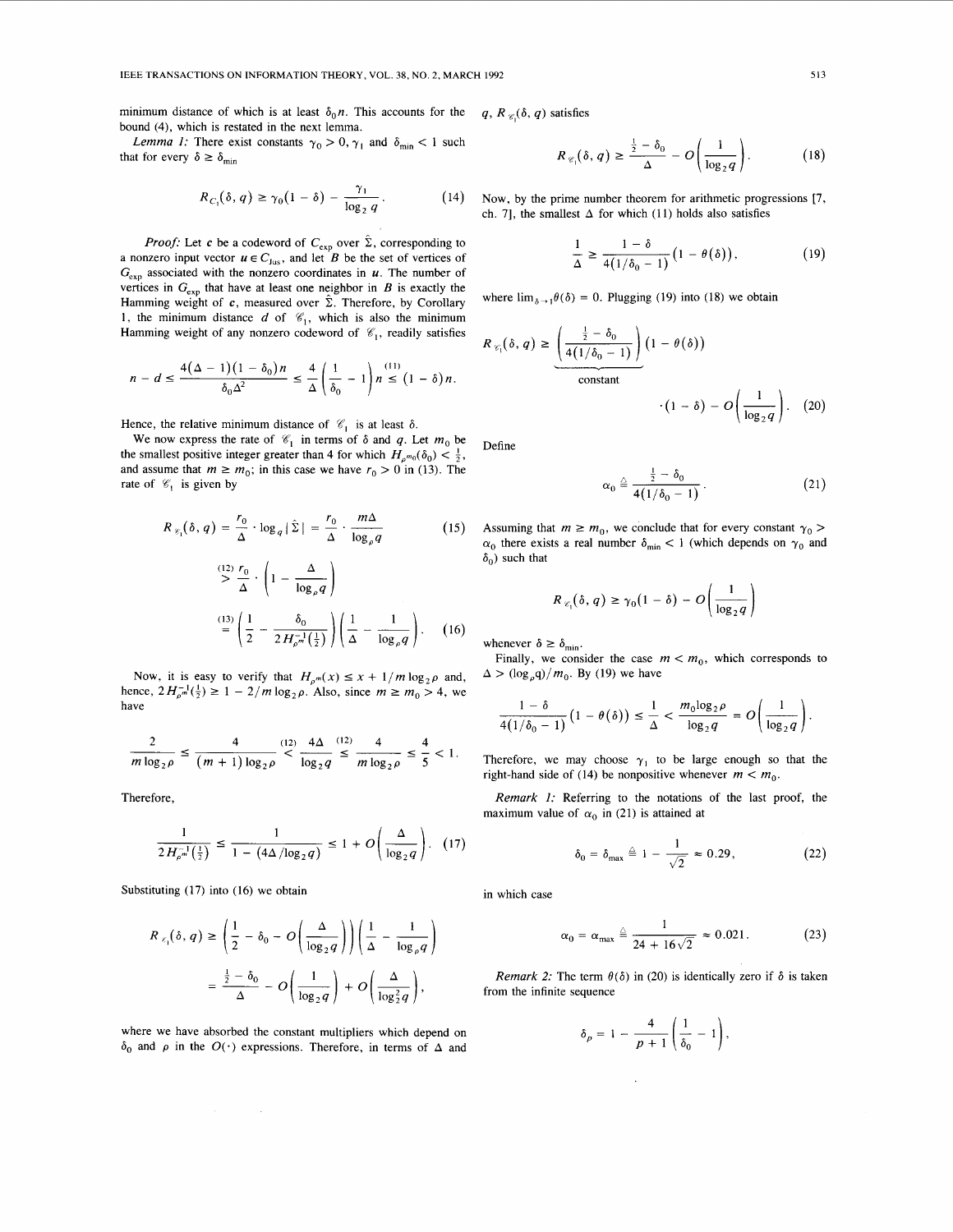minimum distance of which is at least $\delta_0 n$. This accounts for the bound (4), which is restated in the next lemma.

*Lemma 1:* There exist constants $\gamma_0 > 0, \gamma_1$ and $\delta_{\min} < 1$ such that for every $\delta \geq \delta_{\min}$

$$R_{C_1}(\delta, q) \geq \gamma_0(1-\delta) - \frac{\gamma_1}{\log_2 q}. \tag{14}$$

*Proof:* Let $c$ be a codeword of $C_{\exp}$ over $\hat{\Sigma}$, corresponding to a nonzero input vector $u \in C_{\text{Jus}}$, and let $B$ be the set of vertices of $G_{\exp}$ associated with the nonzero coordinates in $u$. The number of vertices in $G_{\exp}$ that have at least one neighbor in $B$ is exactly the Hamming weight of $c$, measured over $\hat{\Sigma}$. Therefore, by Corollary 1, the minimum distance $d$ of $\mathscr{C}_1$, which is also the minimum Hamming weight of any nonzero codeword of $\mathscr{C}_1$, readily satisfies

$$n - d \leq \frac{4(\Delta - 1)(1-\delta_0)n}{\delta_0 \Delta^2} \leq \frac{4}{\Delta}\left(\frac{1}{\delta_0} - 1\right)n \overset{(11)}{\leq} (1-\delta)n.$$

Hence, the relative minimum distance of $\mathscr{C}_1$ is at least $\delta$.

We now express the rate of $\mathscr{C}_1$ in terms of $\delta$ and $q$. Let $m_0$ be the smallest positive integer greater than 4 for which $H_{p^{m_0}}(\delta_0) < \frac{1}{2}$, and assume that $m \geq m_0$; in this case we have $r_0 > 0$ in (13). The rate of $\mathscr{C}_1$ is given by

$$\begin{aligned}
R_{\mathscr{C}_1}(\delta, q) &= \frac{r_0}{\Delta} \cdot \log_q |\hat{\Sigma}| = \frac{r_0}{\Delta} \cdot \frac{m\Delta}{\log_p q} \qquad (15)\\
&\overset{(12)}{>} \frac{r_0}{\Delta} \cdot \left(1 - \frac{\Delta}{\log_p q}\right)\\
&\overset{(13)}{=} \left(\frac{1}{2} - \frac{\delta_0}{2H_{p^m}^{-1}(\frac{1}{2})}\right)\left(\frac{1}{\Delta} - \frac{1}{\log_p q}\right). \qquad (16)
\end{aligned}$$

Now, it is easy to verify that $H_{p^m}(x) \leq x + 1/m\log_2 p$ and, hence, $2H_{p^m}^{-1}(\frac{1}{2}) \geq 1 - 2/m\log_2 p$. Also, since $m \geq m_0 > 4$, we have

$$\frac{2}{m\log_2 p} \leq \frac{4}{(m+1)\log_2 p} \overset{(12)}{<} \frac{4\Delta}{\log_2 q} \overset{(12)}{\leq} \frac{4}{m\log_2 p} \leq \frac{4}{5} < 1.$$

Therefore,

$$\frac{1}{2H_{p^m}^{-1}(\frac{1}{2})} \leq \frac{1}{1 - (4\Delta/\log_2 q)} \leq 1 + O\left(\frac{\Delta}{\log_2 q}\right). \tag{17}$$

Substituting (17) into (16) we obtain

$$\begin{aligned}
R_{\mathscr{C}_1}(\delta, q) &\geq \left(\frac{1}{2} - \delta_0 - O\left(\frac{\Delta}{\log_2 q}\right)\right)\left(\frac{1}{\Delta} - \frac{1}{\log_p q}\right)\\
&= \frac{\frac{1}{2} - \delta_0}{\Delta} - O\left(\frac{1}{\log_2 q}\right) + O\left(\frac{\Delta}{\log_2^2 q}\right),
\end{aligned}$$

where we have absorbed the constant multipliers which depend on $\delta_0$ and $p$ in the $O(\cdot)$ expressions. Therefore, in terms of $\Delta$ and $q$, $R_{\mathscr{C}_1}(\delta, q)$ satisfies

$$R_{\mathscr{C}_1}(\delta, q) \geq \frac{\frac{1}{2} - \delta_0}{\Delta} - O\left(\frac{1}{\log_2 q}\right). \tag{18}$$

Now, by the prime number theorem for arithmetic progressions [7, ch. 7], the smallest $\Delta$ for which (11) holds also satisfies

$$\frac{1}{\Delta} \geq \frac{1-\delta}{4(1/\delta_0 - 1)}(1 - \theta(\delta)), \tag{19}$$

where $\lim_{\delta \to 1}\theta(\delta) = 0$. Plugging (19) into (18) we obtain

$$R_{\mathscr{C}_1}(\delta, q) \geq \underbrace{\left(\frac{\frac{1}{2} - \delta_0}{4(1/\delta_0 - 1)}\right)}_{\text{constant}}(1 - \theta(\delta)) \cdot (1-\delta) - O\left(\frac{1}{\log_2 q}\right). \tag{20}$$

Define

$$\alpha_0 \triangleq \frac{\frac{1}{2} - \delta_0}{4(1/\delta_0 - 1)}. \tag{21}$$

Assuming that $m \geq m_0$, we conclude that for every constant $\gamma_0 > \alpha_0$ there exists a real number $\delta_{\min} < 1$ (which depends on $\gamma_0$ and $\delta_0$) such that

$$R_{\mathscr{C}_1}(\delta, q) \geq \gamma_0(1-\delta) - O\left(\frac{1}{\log_2 q}\right)$$

whenever $\delta \geq \delta_{\min}$.

Finally, we consider the case $m < m_0$, which corresponds to $\Delta > (\log_p q)/m_0$. By (19) we have

$$\frac{1-\delta}{4(1/\delta_0 - 1)}(1 - \theta(\delta)) \leq \frac{1}{\Delta} < \frac{m_0 \log_2 p}{\log_2 q} = O\left(\frac{1}{\log_2 q}\right).$$

Therefore, we may choose $\gamma_1$ to be large enough so that the right-hand side of (14) be nonpositive whenever $m < m_0$.

*Remark 1:* Referring to the notations of the last proof, the maximum value of $\alpha_0$ in (21) is attained at

$$\delta_0 = \delta_{\max} \triangleq 1 - \frac{1}{\sqrt{2}} \approx 0.29, \tag{22}$$

in which case

$$\alpha_0 = \alpha_{\max} \triangleq \frac{1}{24 + 16\sqrt{2}} \approx 0.021. \tag{23}$$

*Remark 2:* The term $\theta(\delta)$ in (20) is identically zero if $\delta$ is taken from the infinite sequence

$$\delta_p = 1 - \frac{4}{p+1}\left(\frac{1}{\delta_0} - 1\right),$$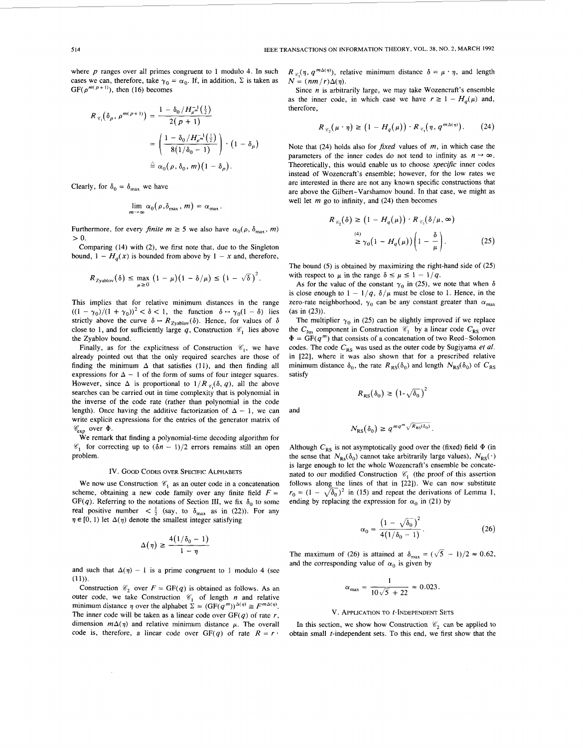where $p$ ranges over all primes congruent to 1 modulo 4. In such cases we can, therefore, take $\gamma_0 = \alpha_0$. If, in addition, $\Sigma$ is taken as $GF(p^{m(p+1)})$, then (16) becomes

$$R_{\mathscr{C}_1}(\delta_p, p^{m(p+1)}) = \frac{1 - \delta_0 / H_{p^m}^{-1}(\frac{1}{2})}{2(p+1)}$$

$$= \left( \frac{1 - \delta_0 / H_{p^m}^{-1}(\frac{1}{2})}{8(1/\delta_0 - 1)} \right) \cdot (1 - \delta_p)$$

$$\triangleq \alpha_0(p, \delta_0, m)(1 - \delta_p).$$

Clearly, for $\delta_0 = \delta_{\max}$ we have

$$\lim_{m \to \infty} \alpha_0(p, \delta_{\max}, m) = \alpha_{\max}.$$

Furthermore, for every *finite* $m \geq 5$ we also have $\alpha_0(p, \delta_{\max}, m) > 0$.

Comparing (14) with (2), we first note that, due to the Singleton bound, $1 - H_q(x)$ is bounded from above by $1 - x$ and, therefore,

$$R_{\text{Zyablov}}(\delta) \leq \max_{\mu \geq 0} (1 - \mu)(1 - \delta/\mu) \leq (1 - \sqrt{\delta})^2.$$

This implies that for relative minimum distances in the range $((1 - \gamma_0)/(1 + \gamma_0))^2 < \delta < 1$, the function $\delta \mapsto \gamma_0(1 - \delta)$ lies strictly above the curve $\delta \mapsto R_{\text{Zyablov}}(\delta)$. Hence, for values of $\delta$ close to 1, and for sufficiently large $q$, Construction $\mathscr{C}_1$ lies above the Zyablov bound.

Finally, as for the explicitness of Construction $\mathscr{C}_1$, we have already pointed out that the only required searches are those of finding the minimum $\Delta$ that satisfies (11), and then finding all expressions for $\Delta - 1$ of the form of sums of four integer squares. However, since $\Delta$ is proportional to $1/R_{\mathscr{C}_1}(\delta, q)$, all the above searches can be carried out in time complexity that is polynomial in the inverse of the code rate (rather than polynomial in the code length). Once having the additive factorization of $\Delta - 1$, we can write explicit expressions for the entries of the generator matrix of $\mathscr{C}_{\exp}$ over $\Phi$.

We remark that finding a polynomial-time decoding algorithm for $\mathscr{C}_1$ for correcting up to $(\delta n - 1)/2$ errors remains still an open problem.

## IV. Good Codes over Specific Alphabets

We now use Construction $\mathscr{C}_1$ as an outer code in a concatenation scheme, obtaining a new code family over any finite field $F = GF(q)$. Referring to the notations of Section III, we fix $\delta_0$ to some real positive number $< \frac{1}{2}$ (say, to $\delta_{\max}$ as in (22)). For any $\eta \in [0, 1)$ let $\Delta(\eta)$ denote the smallest integer satisfying

$$\Delta(\eta) \geq \frac{4(1/\delta_0 - 1)}{1 - \eta}$$

and such that $\Delta(\eta) - 1$ is a prime congruent to 1 modulo 4 (see (11)).

Construction $\mathscr{C}_2$ over $F = GF(q)$ is obtained as follows. As an outer code, we take Construction $\mathscr{C}_1$ of length $n$ and relative minimum distance $\eta$ over the alphabet $\Sigma = (GF(q^m))^{\Delta(\eta)} \cong F^{m\Delta(\eta)}$. The inner code will be taken as a linear code over $GF(q)$ of rate $r$, dimension $m\Delta(\eta)$ and relative minimum distance $\mu$. The overall code is, therefore, a linear code over $GF(q)$ of rate $R = r \cdot R_{\mathscr{C}_1}(\eta, q^{m\Delta(\eta)})$, relative minimum distance $\delta = \mu \cdot \eta$, and length $N = (nm/r)\Delta(\eta)$.

Since $n$ is arbitrarily large, we may take Wozencraft's ensemble as the inner code, in which case we have $r \geq 1 - H_q(\mu)$ and, therefore,

$$R_{\mathscr{C}_2}(\mu \cdot \eta) \geq (1 - H_q(\mu)) \cdot R_{\mathscr{C}_1}(\eta, q^{m\Delta(\eta)}). \tag{24}$$

Note that (24) holds also for *fixed* values of $m$, in which case the parameters of the inner codes do not tend to infinity as $n \to \infty$. Theoretically, this would enable us to choose *specific* inner codes instead of Wozencraft's ensemble; however, for the low rates we are interested in there are not any known specific constructions that are above the Gilbert–Varshamov bound. In that case, we might as well let $m$ go to infinity, and (24) then becomes

$$R_{\mathscr{C}_2}(\delta) \geq (1 - H_q(\mu)) \cdot R_{\mathscr{C}_1}(\delta/\mu, \infty)$$

$$\overset{(4)}{\geq} \gamma_0(1 - H_q(\mu))\left(1 - \frac{\delta}{\mu}\right). \tag{25}$$

The bound (5) is obtained by maximizing the right-hand side of (25) with respect to $\mu$ in the range $\delta \leq \mu \leq 1 - 1/q$.

As for the value of the constant $\gamma_0$ in (25), we note that when $\delta$ is close enough to $1 - 1/q$, $\delta/\mu$ must be close to 1. Hence, in the zero-rate neighborhood, $\gamma_0$ can be any constant greater than $\alpha_{\max}$ (as in (23)).

The multiplier $\gamma_0$ in (25) can be slightly improved if we replace the $C_{\text{Jus}}$ component in Construction $\mathscr{C}_1$ by a linear code $C_{\text{RS}}$ over $\Phi = GF(q^m)$ that consists of a concatenation of two Reed–Solomon codes. The code $C_{\text{RS}}$ was used as the outer code by Sugiyama *et al.* in [22], where it was also shown that for a prescribed relative minimum distance $\delta_0$, the rate $R_{\text{RS}}(\delta_0)$ and length $N_{\text{RS}}(\delta_0)$ of $C_{\text{RS}}$ satisfy

$$R_{\text{RS}}(\delta_0) \geq (1 - \sqrt{\delta_0})^2$$

and

$$N_{\text{RS}}(\delta_0) \geq q^{mq^m \sqrt{R_{\text{RS}}(\delta_0)}}.$$

Although $C_{\text{RS}}$ is not asymptotically good over the (fixed) field $\Phi$ (in the sense that $N_{\text{RS}}(\delta_0)$ cannot take arbitrarily large values), $N_{\text{RS}}(\cdot)$ is large enough to let the whole Wozencraft's ensemble be concatenated to our modified Construction $\mathscr{C}_1$ (the proof of this assertion follows along the lines of that in [22]). We can now substitute $r_0 = (1 - \sqrt{\delta_0})^2$ in (15) and repeat the derivations of Lemma 1, ending by replacing the expression for $\alpha_0$ in (21) by

$$\alpha_0 = \frac{(1 - \sqrt{\delta_0})^2}{4(1/\delta_0 - 1)}. \tag{26}$$

The maximum of (26) is attained at $\delta_{\max} = (\sqrt{5} - 1)/2 \approx 0.62$, and the corresponding value of $\alpha_0$ is given by

$$\alpha_{\max} = \frac{1}{10\sqrt{5} + 22} \approx 0.023.$$

## V. Application to $t$-Independent Sets

In this section, we show how Construction $\mathscr{C}_2$ can be applied to obtain small $t$-independent sets. To this end, we first show that the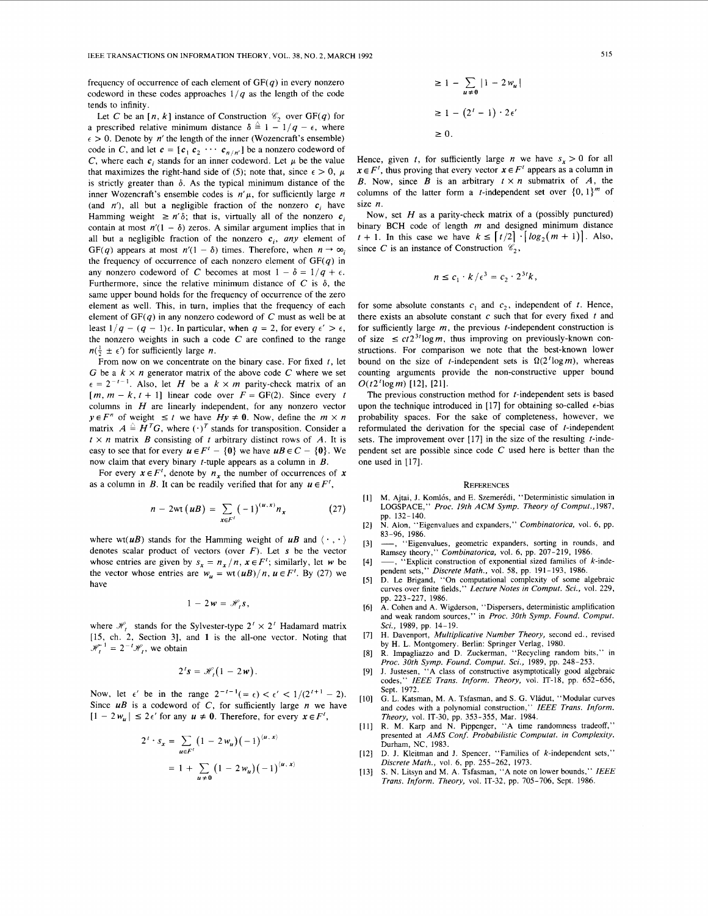frequency of occurrence of each element of GF($q$) in every nonzero codeword in these codes approaches $1/q$ as the length of the code tends to infinity.

Let $C$ be an $[n, k]$ instance of Construction $\mathscr{C}_2$ over GF($q$) for a prescribed relative minimum distance $\delta \triangleq 1 - 1/q - \epsilon$, where $\epsilon > 0$. Denote by $n'$ the length of the inner (Wozencraft's ensemble) code in $C$, and let $\mathbf{c} = [\mathbf{c}_1\ \mathbf{c}_2\ \cdots\ \mathbf{c}_{n/n'}]$ be a nonzero codeword of $C$, where each $\mathbf{c}_i$ stands for an inner codeword. Let $\mu$ be the value that maximizes the right-hand side of (5); note that, since $\epsilon > 0$, $\mu$ is strictly greater than $\delta$. As the typical minimum distance of the inner Wozencraft's ensemble codes is $n'\mu$, for sufficiently large $n$ (and $n'$), all but a negligible fraction of the nonzero $\mathbf{c}_i$ have Hamming weight $\geq n'\delta$; that is, virtually all of the nonzero $\mathbf{c}_i$ contain at most $n'(1-\delta)$ zeros. A similar argument implies that in all but a negligible fraction of the nonzero $\mathbf{c}_i$, *any* element of GF($q$) appears at most $n'(1-\delta)$ times. Therefore, when $n \to \infty$, the frequency of occurrence of each nonzero element of GF($q$) in any nonzero codeword of $C$ becomes at most $1 - \delta = 1/q + \epsilon$. Furthermore, since the relative minimum distance of $C$ is $\delta$, the same upper bound holds for the frequency of occurrence of the zero element as well. This, in turn, implies that the frequency of each element of GF($q$) in any nonzero codeword of $C$ must as well be at least $1/q - (q-1)\epsilon$. In particular, when $q = 2$, for every $\epsilon' > \epsilon$, the nonzero weights in such a code $C$ are confined to the range $n(\frac{1}{2} \pm \epsilon')$ for sufficiently large $n$.

From now on we concentrate on the binary case. For fixed $t$, let $G$ be a $k \times n$ generator matrix of the above code $C$ where we set $\epsilon = 2^{-t-1}$. Also, let $H$ be a $k \times m$ parity-check matrix of an $[m, m-k, t+1]$ linear code over $F = \text{GF}(2)$. Since every $t$ columns in $H$ are linearly independent, for any nonzero vector $\mathbf{y} \in F^n$ of weight $\leq t$ we have $H\mathbf{y} \neq \mathbf{0}$. Now, define the $m \times n$ matrix $A \triangleq H^T G$, where $(\cdot)^T$ stands for transposition. Consider a $t \times n$ matrix $B$ consisting of $t$ arbitrary distinct rows of $A$. It is easy to see that for every $\mathbf{u} \in F^t - \{\mathbf{0}\}$ we have $\mathbf{u}B \in C - \{\mathbf{0}\}$. We now claim that every binary $t$-tuple appears as a column in $B$.

For every $\mathbf{x} \in F^t$, denote by $n_{\mathbf{x}}$ the number of occurrences of $\mathbf{x}$ as a column in $B$. It can be readily verified that for any $\mathbf{u} \in F^t$,

$$n - 2\,\text{wt}(\mathbf{u}B) = \sum_{\mathbf{x} \in F^t} (-1)^{\langle \mathbf{u}, \mathbf{x} \rangle} n_{\mathbf{x}} \tag{27}$$

where $\text{wt}(\mathbf{u}B)$ stands for the Hamming weight of $\mathbf{u}B$ and $\langle \cdot, \cdot \rangle$ denotes scalar product of vectors (over $F$). Let $\mathbf{s}$ be the vector whose entries are given by $s_{\mathbf{x}} = n_{\mathbf{x}}/n$, $\mathbf{x} \in F^t$; similarly, let $\mathbf{w}$ be the vector whose entries are $w_{\mathbf{u}} = \text{wt}(\mathbf{u}B)/n$, $\mathbf{u} \in F^t$. By (27) we have

$$\mathbf{1} - 2\mathbf{w} = \mathscr{H}_t \mathbf{s},$$

where $\mathscr{H}_t$ stands for the Sylvester-type $2^t \times 2^t$ Hadamard matrix [15, ch. 2, Section 3], and $\mathbf{1}$ is the all-one vector. Noting that $\mathscr{H}_t^{-1} = 2^{-t}\mathscr{H}_t$, we obtain

$$2^t \mathbf{s} = \mathscr{H}_t(\mathbf{1} - 2\mathbf{w}).$$

Now, let $\epsilon'$ be in the range $2^{-t-1} (= \epsilon) < \epsilon' < 1/(2^{t+1} - 2)$. Since $\mathbf{u}B$ is a codeword of $C$, for sufficiently large $n$ we have $|1 - 2w_{\mathbf{u}}| \leq 2\epsilon'$ for any $\mathbf{u} \neq \mathbf{0}$. Therefore, for every $\mathbf{x} \in F^t$,

$$\begin{aligned}
2^t \cdot s_{\mathbf{x}} &= \sum_{\mathbf{u} \in F^t} (1 - 2w_{\mathbf{u}})(-1)^{\langle \mathbf{u}, \mathbf{x} \rangle} \\
&= 1 + \sum_{\mathbf{u} \neq \mathbf{0}} (1 - 2w_{\mathbf{u}})(-1)^{\langle \mathbf{u}, \mathbf{x} \rangle} \\
&\geq 1 - \sum_{\mathbf{u} \neq \mathbf{0}} |1 - 2w_{\mathbf{u}}| \\
&\geq 1 - (2^t - 1) \cdot 2\epsilon' \\
&\geq 0.
\end{aligned}$$

Hence, given $t$, for sufficiently large $n$ we have $s_{\mathbf{x}} > 0$ for all $\mathbf{x} \in F^t$, thus proving that every vector $\mathbf{x} \in F^t$ appears as a column in $B$. Now, since $B$ is an arbitrary $t \times n$ submatrix of $A$, the columns of the latter form a $t$-independent set over $\{0,1\}^m$ of size $n$.

Now, set $H$ as a parity-check matrix of a (possibly punctured) binary BCH code of length $m$ and designed minimum distance $t+1$. In this case we have $k \leq \lceil t/2 \rceil \cdot \lceil \log_2(m+1) \rceil$. Also, since $C$ is an instance of Construction $\mathscr{C}_2$,

$$n \leq c_1 \cdot k/\epsilon^3 = c_2 \cdot 2^{3t}k,$$

for some absolute constants $c_1$ and $c_2$, independent of $t$. Hence, there exists an absolute constant $c$ such that for every fixed $t$ and for sufficiently large $m$, the previous $t$-independent construction is of size $\leq ct2^{3t}\log m$, thus improving on previously-known constructions. For comparison we note that the best-known lower bound on the size of $t$-independent sets is $\Omega(2^t \log m)$, whereas counting arguments provide the non-constructive upper bound $O(t2^t \log m)$ [12], [21].

The previous construction method for $t$-independent sets is based upon the technique introduced in [17] for obtaining so-called $\epsilon$-bias probability spaces. For the sake of completeness, however, we reformulated the derivation for the special case of $t$-independent sets. The improvement over [17] in the size of the resulting $t$-independent set are possible since code $C$ used here is better than the one used in [17].

## References

[1] M. Ajtai, J. Komlós, and E. Szemerédi, "Deterministic simulation in LOGSPACE," *Proc. 19th ACM Symp. Theory of Comput.*, 1987, pp. 132–140.

[2] N. Alon, "Eigenvalues and expanders," *Combinatorica*, vol. 6, pp. 83–96, 1986.

[3] —, "Eigenvalues, geometric expanders, sorting in rounds, and Ramsey theory," *Combinatorica*, vol. 6, pp. 207–219, 1986.

[4] —, "Explicit construction of exponential sized families of $k$-independent sets," *Discrete Math.*, vol. 58, pp. 191–193, 1986.

[5] D. Le Brigand, "On computational complexity of some algebraic curves over finite fields," *Lecture Notes in Comput. Sci.*, vol. 229, pp. 223–227, 1986.

[6] A. Cohen and A. Wigderson, "Dispersers, deterministic amplification and weak random sources," in *Proc. 30th Symp. Found. Comput. Sci.*, 1989, pp. 14–19.

[7] H. Davenport, *Multiplicative Number Theory*, second ed., revised by H. L. Montgomery. Berlin: Springer Verlag, 1980.

[8] R. Impagliazzo and D. Zuckerman, "Recycling random bits," in *Proc. 30th Symp. Found. Comput. Sci.*, 1989, pp. 248–253.

[9] J. Justesen, "A class of constructive asymptotically good algebraic codes," *IEEE Trans. Inform. Theory*, vol. IT-18, pp. 652–656, Sept. 1972.

[10] G. L. Katsman, M. A. Tsfasman, and S. G. Vlădut, "Modular curves and codes with a polynomial construction," *IEEE Trans. Inform. Theory*, vol. IT-30, pp. 353–355, Mar. 1984.

[11] R. M. Karp and N. Pippenger, "A time randomness tradeoff," presented at *AMS Conf. Probabilistic Computat. in Complexity*. Durham, NC, 1983.

[12] D. J. Kleitman and J. Spencer, "Families of $k$-independent sets," *Discrete Math.*, vol. 6, pp. 255–262, 1973.

[13] S. N. Litsyn and M. A. Tsfasman, "A note on lower bounds," *IEEE Trans. Inform. Theory*, vol. IT-32, pp. 705–706, Sept. 1986.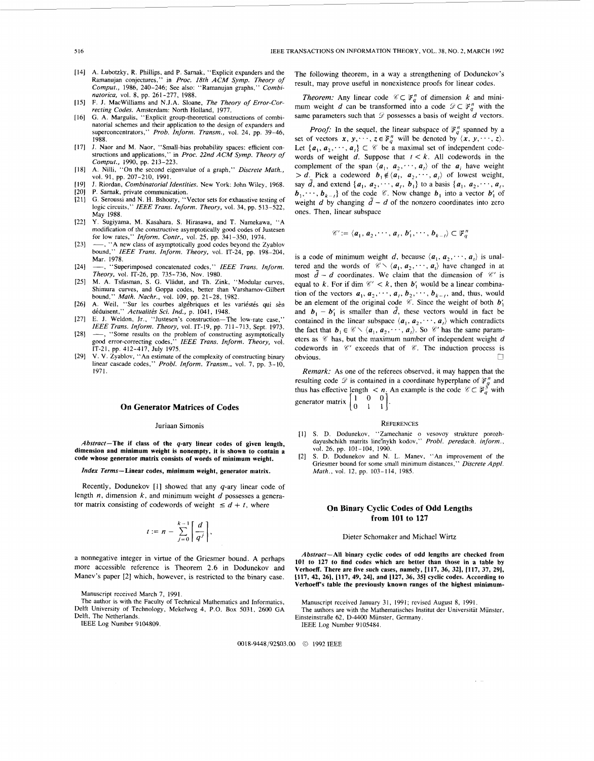[14] A. Lubotzky, R. Phillips, and P. Sarnak, "Explicit expanders and the Ramanujan conjectures," in *Proc. 18th ACM Symp. Theory of Comput.*, 1986, 240–246; See also: "Ramanujan graphs," *Combinatorica*, vol. 8, pp. 261–277, 1988.

[15] F. J. MacWilliams and N.J.A. Sloane, *The Theory of Error-Correcting Codes*. Amsterdam: North Holland, 1977.

[16] G. A. Margulis, "Explicit group-theoretical constructions of combinatorial schemes and their application to the design of expanders and superconcentrators," *Prob. Inform. Transm.*, vol. 24, pp. 39–46, 1988.

[17] J. Naor and M. Naor, "Small-bias probability spaces: efficient constructions and applications," in *Proc. 22nd ACM Symp. Theory of Comput.*, 1990, pp. 213–223.

[18] A. Nilli, "On the second eigenvalue of a graph," *Discrete Math.*, vol. 91, pp. 207–210, 1991.

[19] J. Riordan, *Combinatorial Identities*. New York: John Wiley, 1968.

[20] P. Sarnak, private communication.

[21] G. Seroussi and N. H. Bshouty, "Vector sets for exhaustive testing of logic circuits," *IEEE Trans. Inform. Theory*, vol. 34, pp. 513–522, May 1988.

[22] Y. Sugiyama, M. Kasahara, S. Hirasawa, and T. Namekawa, "A modification of the constructive asymptotically good codes of Justesen for low rates," *Inform. Contr.*, vol. 25, pp. 341–350, 1974.

[23] ——, "A new class of asymptotically good codes beyond the Zyablov bound," *IEEE Trans. Inform. Theory*, vol. IT-24, pp. 198–204, Mar. 1978.

[24] ——, "Superimposed concatenated codes," *IEEE Trans. Inform. Theory*, vol. IT-26, pp. 735–736, Nov. 1980.

[25] M. A. Tsfasman, S. G. Vlădut, and Th. Zink, "Modular curves, Shimura curves, and Goppa codes, better than Varshamov-Gilbert bound," *Math. Nachr.*, vol. 109, pp. 21–28, 1982.

[26] A. Weil, "Sur les courbes algébriques et les variéstés qui sèn déduisent," *Actualités Sci. Ind.*, p. 1041, 1948.

[27] E. J. Weldon, Jr., "Justesen's construction—The low-rate case," *IEEE Trans. Inform. Theory*, vol. IT-19, pp. 711–713, Sept. 1973.

[28] ——, "Some results on the problem of constructing asymptotically good error-correcting codes," *IEEE Trans. Inform. Theory*, vol. IT-21, pp. 412–417, July 1975.

[29] V. V. Zyablov, "An estimate of the complexity of constructing binary linear cascade codes," *Probl. Inform. Transm.*, vol. 7, pp. 3–10, 1971.

## On Generator Matrices of Codes

Juriaan Simonis

***Abstract*—The if class of the $q$-ary linear codes of given length, dimension and minimum weight is nonempty, it is shown to contain a code whose generator matrix consists of words of minimum weight.**

***Index Terms*—Linear codes, minimum weight, generator matrix.**

Recently, Dodunekov [1] showed that any $q$-ary linear code of length $n$, dimension $k$, and minimum weight $d$ possesses a generator matrix consisting of codewords of weight $\leq d + t$, where

$$t := n - \sum_{j=0}^{k-1} \left\lceil \frac{d}{q^j} \right\rceil,$$

a nonnegative integer in virtue of the Griesmer bound. A perhaps more accessible reference is Theorem 2.6 in Dodunekov and Manev's paper [2] which, however, is restricted to the binary case.

Manuscript received March 7, 1991.

The author is with the Faculty of Technical Mathematics and Informatics, Delft University of Technology, Mekelweg 4, P.O. Box 5031, 2600 GA Delft, The Netherlands.

IEEE Log Number 9104809.

The following theorem, in a way a strengthening of Dodunekov's result, may prove useful in nonexistence proofs for linear codes.

*Theorem:* Any linear code $\mathscr{C} \subset \mathbb{F}_q^n$ of dimension $k$ and minimum weight $d$ can be transformed into a code $\mathscr{D} \subset \mathbb{F}_q^n$ with the same parameters such that $\mathscr{D}$ possesses a basis of weight $d$ vectors.

*Proof:* In the sequel, the linear subspace of $\mathbb{F}_q^n$ spanned by a set of vectors $x, y, \cdots, z \in \mathbb{F}_q^n$ will be denoted by $\langle x, y, \cdots, z \rangle$. Let $\{a_1, a_2, \cdots, a_t\} \subset \mathscr{C}$ be a maximal set of independent codewords of weight $d$. Suppose that $t < k$. All codewords in the complement of the span $\langle a_1, a_2, \cdots, a_t \rangle$ of the $a_i$ have weight $> d$. Pick a codeword $b_1 \notin \langle a_1, a_2, \cdots, a_t \rangle$ of lowest weight, say $\tilde{d}$, and extend $\{a_1, a_2, \cdots, a_t, b_1\}$ to a basis $\{a_1, a_2, \cdots, a_t, b_1, \cdots, b_{k-t}\}$ of the code $\mathscr{C}$. Now change $b_1$ into a vector $b_1'$ of weight $d$ by changing $\tilde{d} - d$ of the nonzero coordinates into zero ones. Then, linear subspace

$$\mathscr{C}' := \langle a_1, a_2, \cdots, a_t, b_1', \cdots, b_{k-t} \rangle \subset \mathbb{F}_q^n$$

is a code of minimum weight $d$, because $\langle a_1, a_2, \cdots, a_t \rangle$ is unaltered and the words of $\mathscr{C}' \setminus \langle a_1, a_2, \cdots, a_t \rangle$ have changed in at most $\tilde{d} - d$ coordinates. We claim that the dimension of $\mathscr{C}'$ is equal to $k$. For if $\dim \mathscr{C}' < k$, then $b_1'$ would be a linear combination of the vectors $a_1, a_2, \cdots, a_t, b_2, \cdots, b_{k-t}$, and, thus, would be an element of the original code $\mathscr{C}$. Since the weight of both $b_1'$ and $b_1 - b_1'$ is smaller than $\tilde{d}$, these vectors would in fact be contained in the linear subspace $\langle a_1, a_2, \cdots, a_t \rangle$ which contradicts the fact that $b_1 \in \mathscr{C} \setminus \langle a_1, a_2, \cdots, a_t \rangle$. So $\mathscr{C}'$ has the same parameters as $\mathscr{C}$ has, but the maximum number of independent weight $d$ codewords in $\mathscr{C}'$ exceeds that of $\mathscr{C}$. The induction process is obvious. □

*Remark:* As one of the referees observed, it may happen that the resulting code $\mathscr{D}$ is contained in a coordinate hyperplane of $\mathbb{F}_q^n$ and thus has effective length $< n$. An example is the code $\mathscr{C} \subset \mathbb{F}_q^3$ with generator matrix $\begin{bmatrix} 1 & 0 & 0 \\ 0 & 1 & 1 \end{bmatrix}$.

### References

[1] S. D. Dodunekov, "Zamechanie o vesovoy strukture porozhdayushchikh matrits lineĭnykh kodov," *Probl. peredach. inform.*, vol. 26, pp. 101–104, 1990.

[2] S. D. Dodunekov and N. L. Manev, "An improvement of the Griesmer bound for some small minimum distances," *Discrete Appl. Math.*, vol. 12, pp. 103–114, 1985.

## On Binary Cyclic Codes of Odd Lengths from 101 to 127

Dieter Schomaker and Michael Wirtz

***Abstract*—All binary cyclic codes of odd lengths are checked from 101 to 127 to find codes which are better than those in a table by Verhoeff. There are five such cases, namely, [117, 36, 32], [117, 37, 29], [117, 42, 26], [117, 49, 24], and [127, 36, 35] cyclic codes. According to Verhoeff's table the previously known ranges of the highest minimum-**

Manuscript received January 31, 1991; revised August 8, 1991.

The authors are with the Mathematisches Institut der Universität Münster, Einsteinstraße 62, D-4400 Münster, Germany.

IEEE Log Number 9105484.

0018-9448/92$03.00 © 1992 IEEE